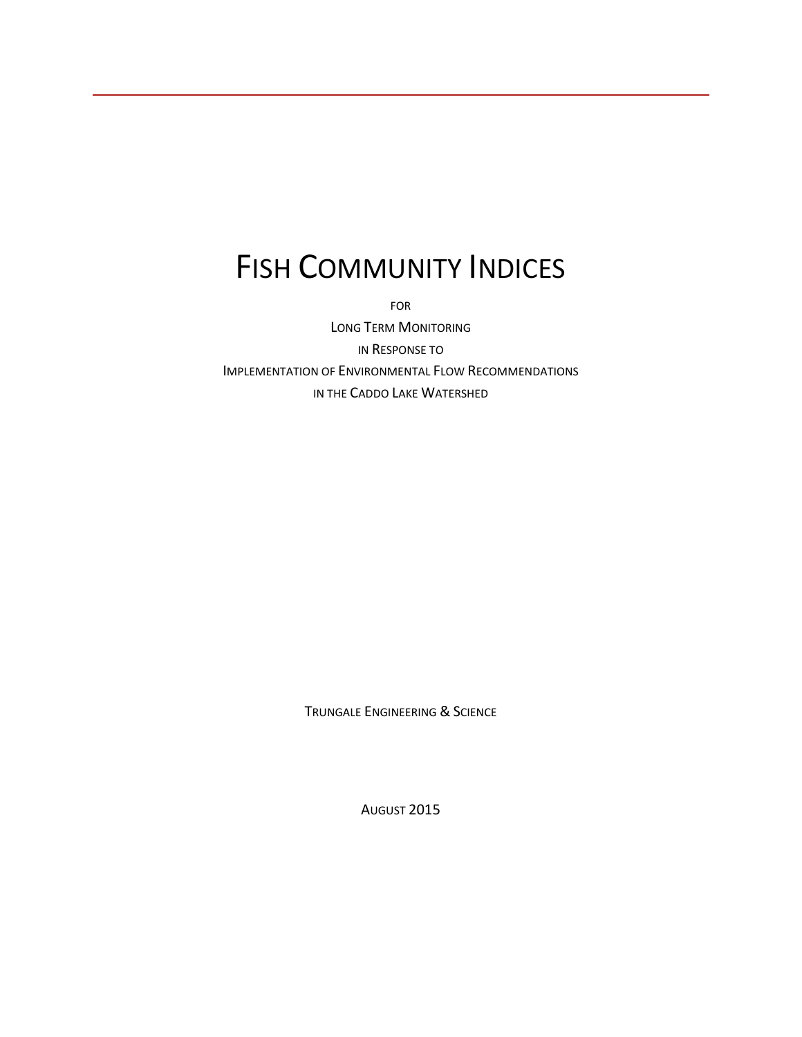# FISH COMMUNITY INDICES

FOR

LONG TERM MONITORING

IN RESPONSE TO

IMPLEMENTATION OF ENVIRONMENTAL FLOW RECOMMENDATIONS

IN THE CADDO LAKE WATERSHED

TRUNGALE ENGINEERING & SCIENCE

AUGUST 2015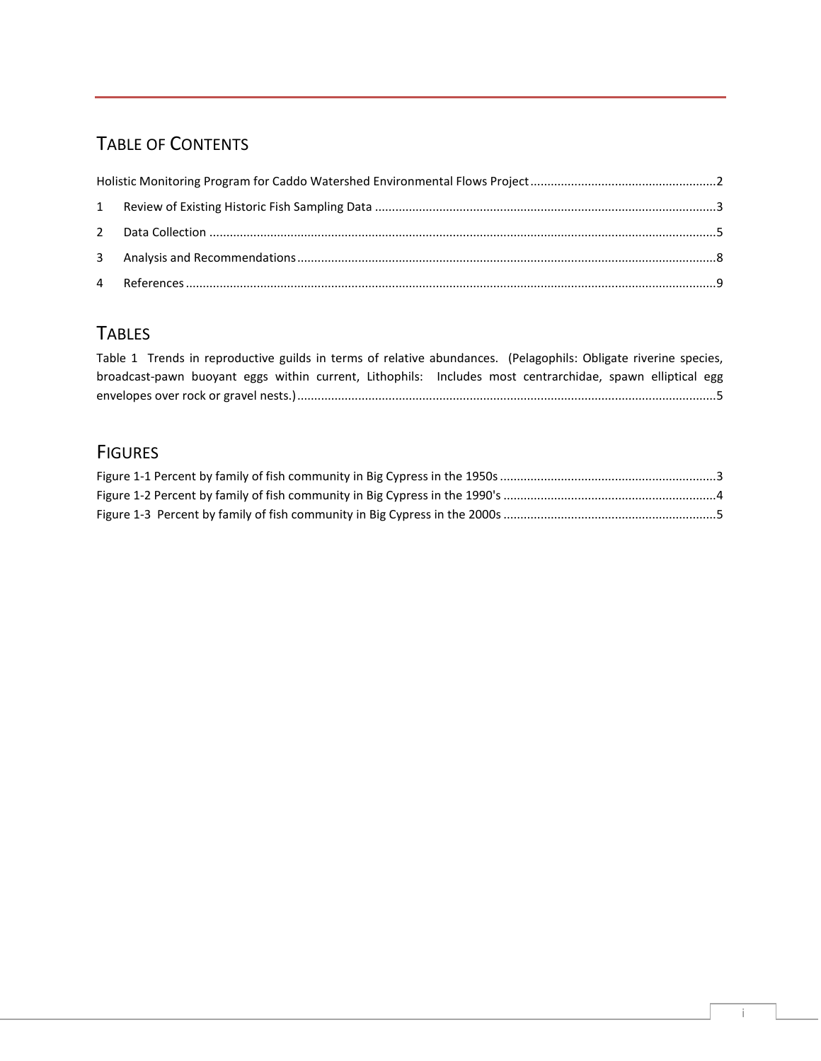# Table of Contents

Holistic Monitoring Program for Caddo Watershed Environmental Flows Project .......................................................2

1 Review of Existing Historic Fish Sampling Data ...................................................................................................3

2 Data Collection ....................................................................................................................................................5

3 Analysis and Recommendations ..........................................................................................................................8

4 References ...........................................................................................................................................................9

# Tables

Table 1 Trends in reproductive guilds in terms of relative abundances. (Pelagophils: Obligate riverine species, broadcast-pawn buoyant eggs within current, Lithophils: Includes most centrarchidae, spawn elliptical egg envelopes over rock or gravel nests.) ..........................................................................................................................5

# Figures

Figure 1-1 Percent by family of fish community in Big Cypress in the 1950s ................................................................3

Figure 1-2 Percent by family of fish community in Big Cypress in the 1990's ..............................................................4

Figure 1-3 Percent by family of fish community in Big Cypress in the 2000s ..............................................................5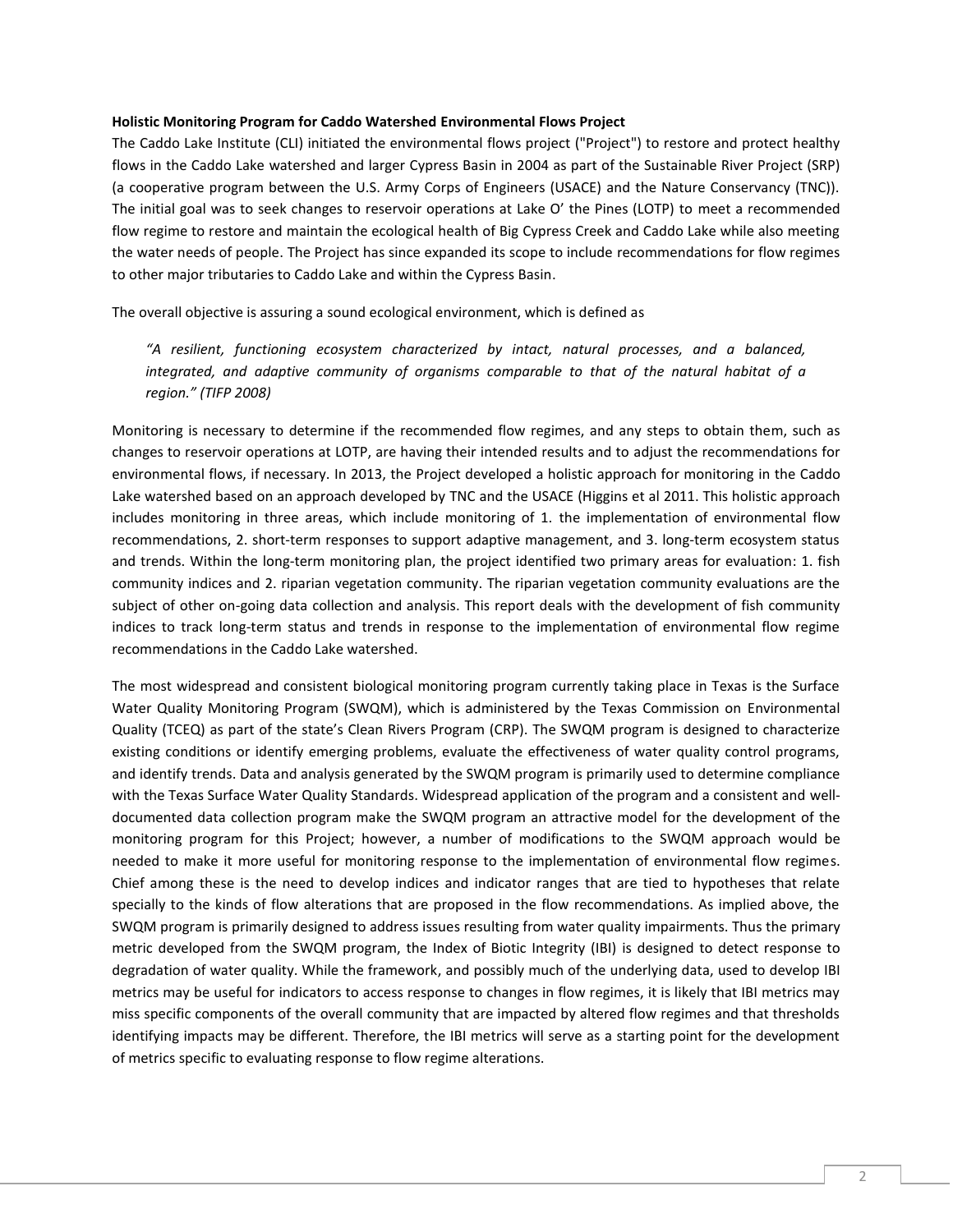**Holistic Monitoring Program for Caddo Watershed Environmental Flows Project**

The Caddo Lake Institute (CLI) initiated the environmental flows project ("Project") to restore and protect healthy flows in the Caddo Lake watershed and larger Cypress Basin in 2004 as part of the Sustainable River Project (SRP) (a cooperative program between the U.S. Army Corps of Engineers (USACE) and the Nature Conservancy (TNC)). The initial goal was to seek changes to reservoir operations at Lake O' the Pines (LOTP) to meet a recommended flow regime to restore and maintain the ecological health of Big Cypress Creek and Caddo Lake while also meeting the water needs of people. The Project has since expanded its scope to include recommendations for flow regimes to other major tributaries to Caddo Lake and within the Cypress Basin.

The overall objective is assuring a sound ecological environment, which is defined as

> *"A resilient, functioning ecosystem characterized by intact, natural processes, and a balanced, integrated, and adaptive community of organisms comparable to that of the natural habitat of a region." (TIFP 2008)*

Monitoring is necessary to determine if the recommended flow regimes, and any steps to obtain them, such as changes to reservoir operations at LOTP, are having their intended results and to adjust the recommendations for environmental flows, if necessary. In 2013, the Project developed a holistic approach for monitoring in the Caddo Lake watershed based on an approach developed by TNC and the USACE (Higgins et al 2011. This holistic approach includes monitoring in three areas, which include monitoring of 1. the implementation of environmental flow recommendations, 2. short-term responses to support adaptive management, and 3. long-term ecosystem status and trends. Within the long-term monitoring plan, the project identified two primary areas for evaluation: 1. fish community indices and 2. riparian vegetation community. The riparian vegetation community evaluations are the subject of other on-going data collection and analysis. This report deals with the development of fish community indices to track long-term status and trends in response to the implementation of environmental flow regime recommendations in the Caddo Lake watershed.

The most widespread and consistent biological monitoring program currently taking place in Texas is the Surface Water Quality Monitoring Program (SWQM), which is administered by the Texas Commission on Environmental Quality (TCEQ) as part of the state's Clean Rivers Program (CRP). The SWQM program is designed to characterize existing conditions or identify emerging problems, evaluate the effectiveness of water quality control programs, and identify trends. Data and analysis generated by the SWQM program is primarily used to determine compliance with the Texas Surface Water Quality Standards. Widespread application of the program and a consistent and well-documented data collection program make the SWQM program an attractive model for the development of the monitoring program for this Project; however, a number of modifications to the SWQM approach would be needed to make it more useful for monitoring response to the implementation of environmental flow regimes. Chief among these is the need to develop indices and indicator ranges that are tied to hypotheses that relate specially to the kinds of flow alterations that are proposed in the flow recommendations. As implied above, the SWQM program is primarily designed to address issues resulting from water quality impairments. Thus the primary metric developed from the SWQM program, the Index of Biotic Integrity (IBI) is designed to detect response to degradation of water quality. While the framework, and possibly much of the underlying data, used to develop IBI metrics may be useful for indicators to access response to changes in flow regimes, it is likely that IBI metrics may miss specific components of the overall community that are impacted by altered flow regimes and that thresholds identifying impacts may be different. Therefore, the IBI metrics will serve as a starting point for the development of metrics specific to evaluating response to flow regime alterations.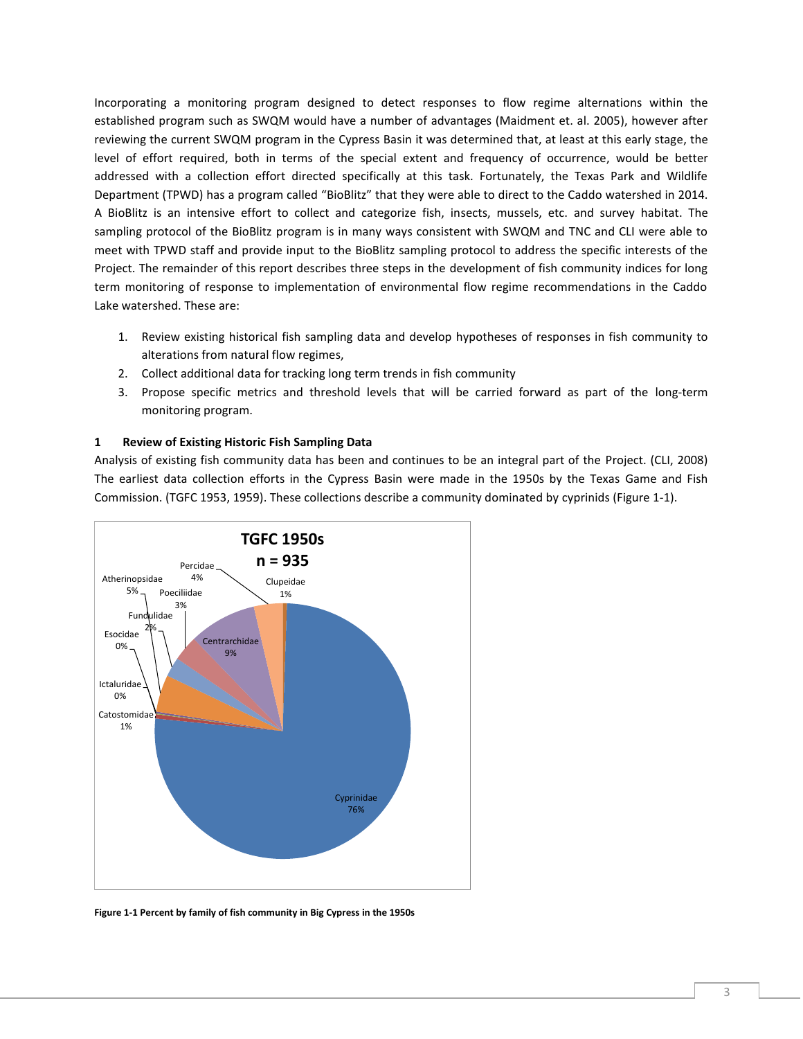Incorporating a monitoring program designed to detect responses to flow regime alternations within the established program such as SWQM would have a number of advantages (Maidment et. al. 2005), however after reviewing the current SWQM program in the Cypress Basin it was determined that, at least at this early stage, the level of effort required, both in terms of the special extent and frequency of occurrence, would be better addressed with a collection effort directed specifically at this task. Fortunately, the Texas Park and Wildlife Department (TPWD) has a program called "BioBlitz" that they were able to direct to the Caddo watershed in 2014. A BioBlitz is an intensive effort to collect and categorize fish, insects, mussels, etc. and survey habitat. The sampling protocol of the BioBlitz program is in many ways consistent with SWQM and TNC and CLI were able to meet with TPWD staff and provide input to the BioBlitz sampling protocol to address the specific interests of the Project. The remainder of this report describes three steps in the development of fish community indices for long term monitoring of response to implementation of environmental flow regime recommendations in the Caddo Lake watershed. These are:

1. Review existing historical fish sampling data and develop hypotheses of responses in fish community to alterations from natural flow regimes,
2. Collect additional data for tracking long term trends in fish community
3. Propose specific metrics and threshold levels that will be carried forward as part of the long-term monitoring program.

## 1 Review of Existing Historic Fish Sampling Data

Analysis of existing fish community data has been and continues to be an integral part of the Project. (CLI, 2008) The earliest data collection efforts in the Cypress Basin were made in the 1950s by the Texas Game and Fish Commission. (TGFC 1953, 1959). These collections describe a community dominated by cyprinids (Figure 1-1).

**TGFC 1950s**
**n = 935**

| Family | Percent |
|---|---|
| Cyprinidae | 76% |
| Centrarchidae | 9% |
| Atherinopsidae | 5% |
| Percidae | 4% |
| Poeciliidae | 3% |
| Fundulidae | 2% |
| Clupeidae | 1% |
| Catostomidae | 1% |
| Esocidae | 0% |
| Ictaluridae | 0% |

**Figure 1-1 Percent by family of fish community in Big Cypress in the 1950s**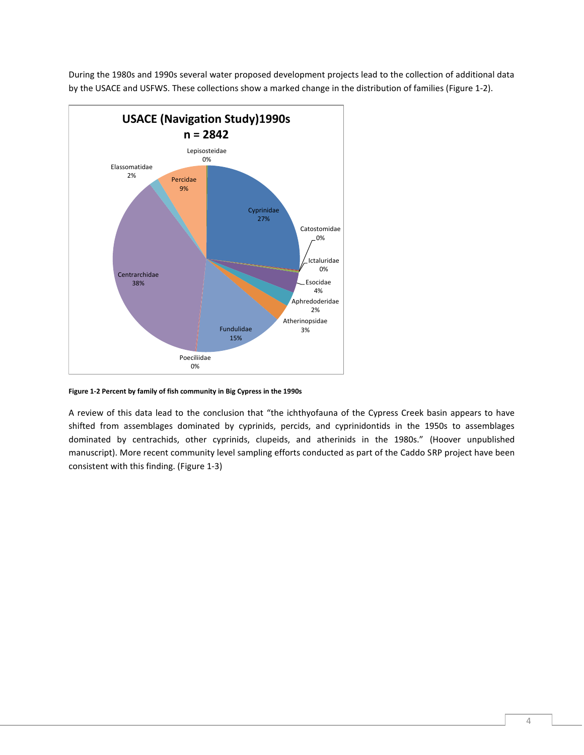During the 1980s and 1990s several water proposed development projects lead to the collection of additional data by the USACE and USFWS. These collections show a marked change in the distribution of families (Figure 1-2).

**USACE (Navigation Study)1990s**
**n = 2842**

| Family | Percent |
|---|---|
| Lepisosteidae | 0% |
| Cyprinidae | 27% |
| Catostomidae | 0% |
| Ictaluridae | 0% |
| Esocidae | 4% |
| Aphredoderidae | 2% |
| Atherinopsidae | 3% |
| Fundulidae | 15% |
| Poeciliidae | 0% |
| Centrarchidae | 38% |
| Elassomatidae | 2% |
| Percidae | 9% |

**Figure 1-2 Percent by family of fish community in Big Cypress in the 1990s**

A review of this data lead to the conclusion that “the ichthyofauna of the Cypress Creek basin appears to have shifted from assemblages dominated by cyprinids, percids, and cyprinidontids in the 1950s to assemblages dominated by centrachids, other cyprinids, clupeids, and atherinids in the 1980s.” (Hoover unpublished manuscript). More recent community level sampling efforts conducted as part of the Caddo SRP project have been consistent with this finding. (Figure 1-3)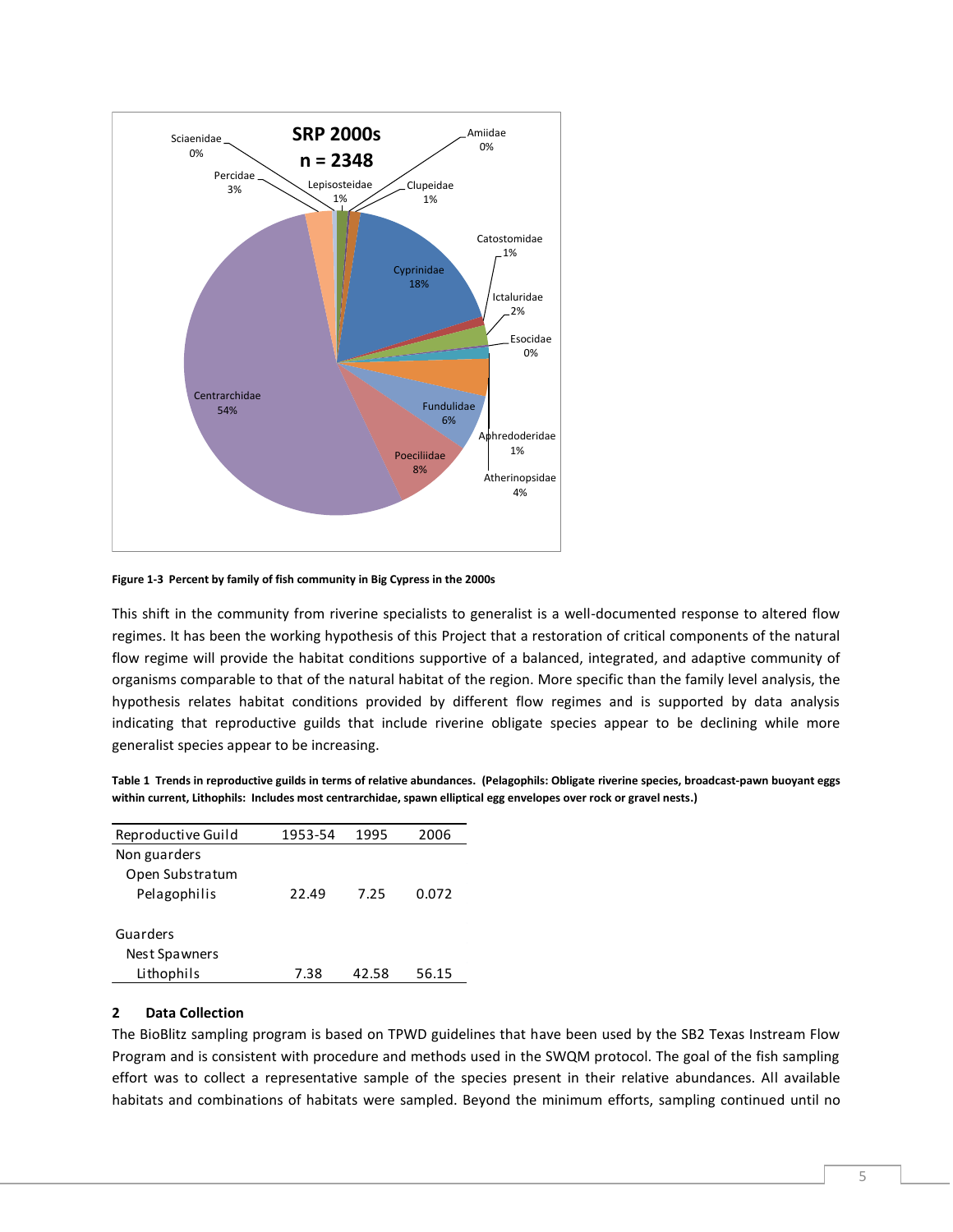**Figure 1-3 Percent by family of fish community in Big Cypress in the 2000s**

This shift in the community from riverine specialists to generalist is a well-documented response to altered flow regimes. It has been the working hypothesis of this Project that a restoration of critical components of the natural flow regime will provide the habitat conditions supportive of a balanced, integrated, and adaptive community of organisms comparable to that of the natural habitat of the region. More specific than the family level analysis, the hypothesis relates habitat conditions provided by different flow regimes and is supported by data analysis indicating that reproductive guilds that include riverine obligate species appear to be declining while more generalist species appear to be increasing.

**Table 1 Trends in reproductive guilds in terms of relative abundances. (Pelagophils: Obligate riverine species, broadcast-pawn buoyant eggs within current, Lithophils: Includes most centrarchidae, spawn elliptical egg envelopes over rock or gravel nests.)**

| Reproductive Guild | 1953-54 | 1995 | 2006 |
|---|---|---|---|
| Non guarders | | | |
| Open Substratum | | | |
| Pelagophilis | 22.49 | 7.25 | 0.072 |
| Guarders | | | |
| Nest Spawners | | | |
| Lithophils | 7.38 | 42.58 | 56.15 |

## 2 Data Collection

The BioBlitz sampling program is based on TPWD guidelines that have been used by the SB2 Texas Instream Flow Program and is consistent with procedure and methods used in the SWQM protocol. The goal of the fish sampling effort was to collect a representative sample of the species present in their relative abundances. All available habitats and combinations of habitats were sampled. Beyond the minimum efforts, sampling continued until no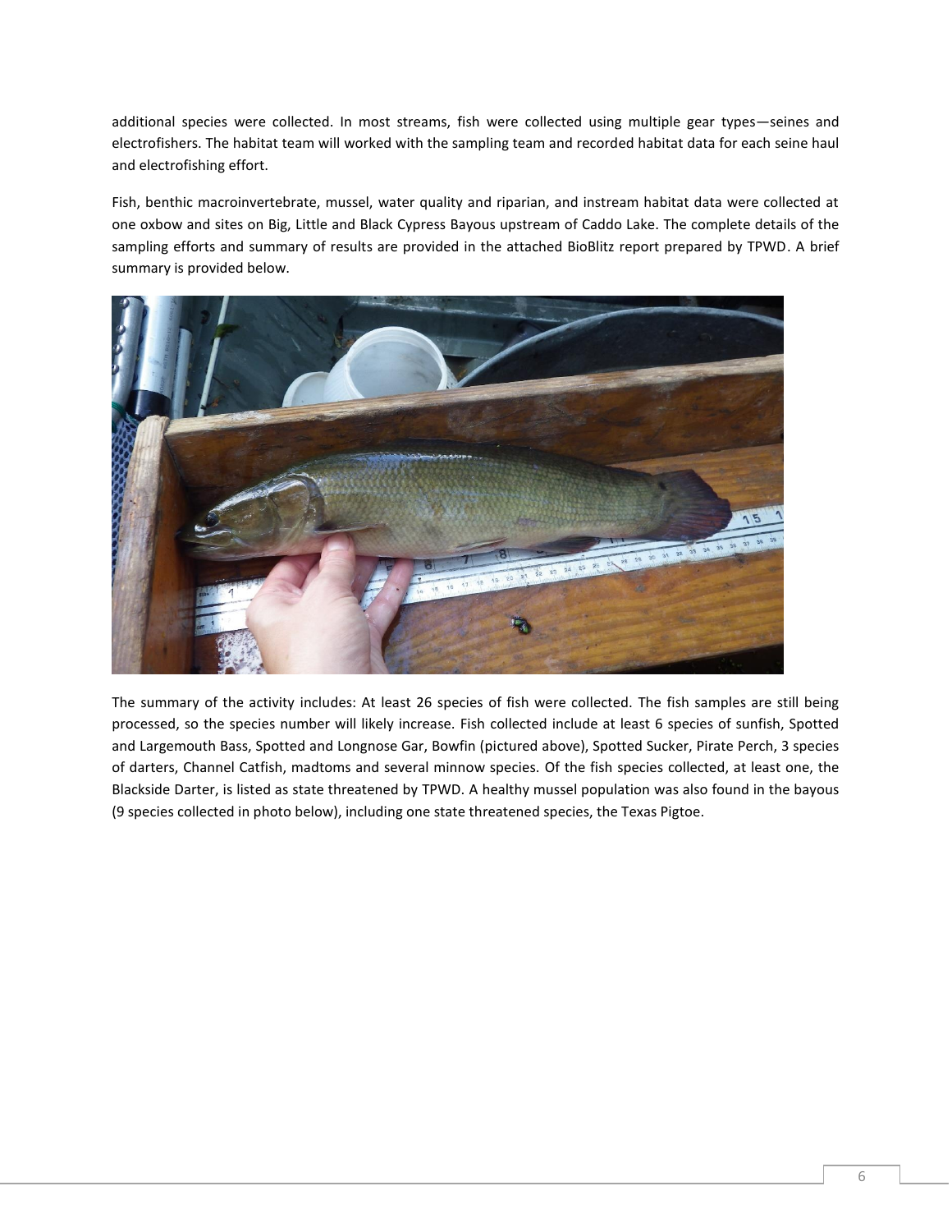additional species were collected. In most streams, fish were collected using multiple gear types—seines and electrofishers. The habitat team will worked with the sampling team and recorded habitat data for each seine haul and electrofishing effort.

Fish, benthic macroinvertebrate, mussel, water quality and riparian, and instream habitat data were collected at one oxbow and sites on Big, Little and Black Cypress Bayous upstream of Caddo Lake. The complete details of the sampling efforts and summary of results are provided in the attached BioBlitz report prepared by TPWD. A brief summary is provided below.

The summary of the activity includes: At least 26 species of fish were collected. The fish samples are still being processed, so the species number will likely increase. Fish collected include at least 6 species of sunfish, Spotted and Largemouth Bass, Spotted and Longnose Gar, Bowfin (pictured above), Spotted Sucker, Pirate Perch, 3 species of darters, Channel Catfish, madtoms and several minnow species. Of the fish species collected, at least one, the Blackside Darter, is listed as state threatened by TPWD. A healthy mussel population was also found in the bayous (9 species collected in photo below), including one state threatened species, the Texas Pigtoe.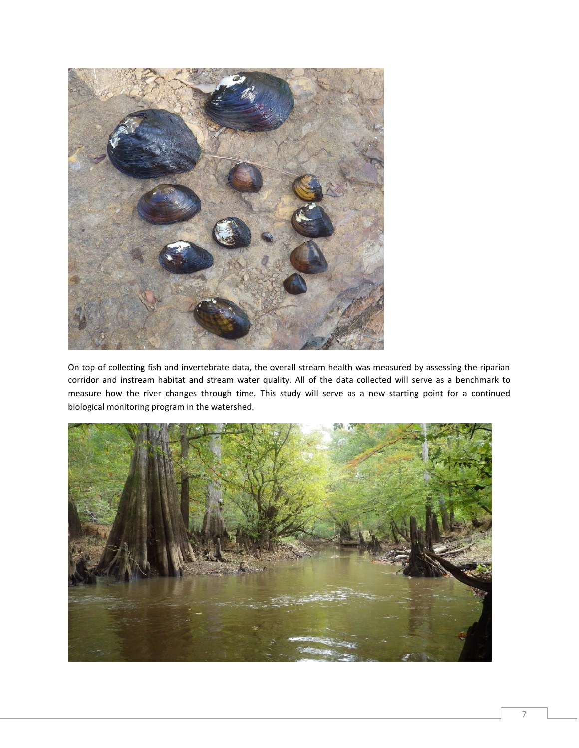On top of collecting fish and invertebrate data, the overall stream health was measured by assessing the riparian corridor and instream habitat and stream water quality. All of the data collected will serve as a benchmark to measure how the river changes through time. This study will serve as a new starting point for a continued biological monitoring program in the watershed.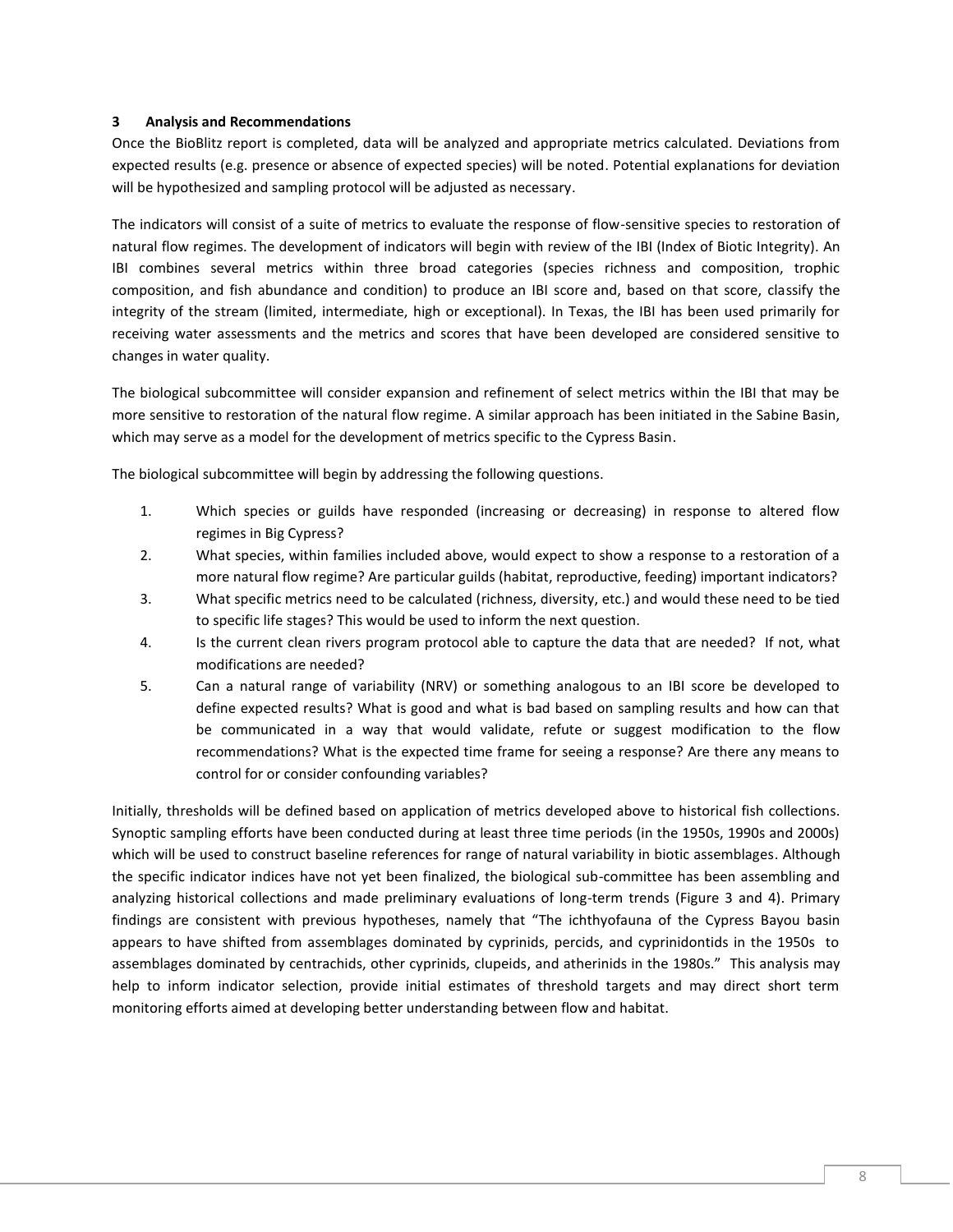## 3 Analysis and Recommendations

Once the BioBlitz report is completed, data will be analyzed and appropriate metrics calculated. Deviations from expected results (e.g. presence or absence of expected species) will be noted. Potential explanations for deviation will be hypothesized and sampling protocol will be adjusted as necessary.

The indicators will consist of a suite of metrics to evaluate the response of flow-sensitive species to restoration of natural flow regimes. The development of indicators will begin with review of the IBI (Index of Biotic Integrity). An IBI combines several metrics within three broad categories (species richness and composition, trophic composition, and fish abundance and condition) to produce an IBI score and, based on that score, classify the integrity of the stream (limited, intermediate, high or exceptional). In Texas, the IBI has been used primarily for receiving water assessments and the metrics and scores that have been developed are considered sensitive to changes in water quality.

The biological subcommittee will consider expansion and refinement of select metrics within the IBI that may be more sensitive to restoration of the natural flow regime. A similar approach has been initiated in the Sabine Basin, which may serve as a model for the development of metrics specific to the Cypress Basin.

The biological subcommittee will begin by addressing the following questions.

1. Which species or guilds have responded (increasing or decreasing) in response to altered flow regimes in Big Cypress?
2. What species, within families included above, would expect to show a response to a restoration of a more natural flow regime? Are particular guilds (habitat, reproductive, feeding) important indicators?
3. What specific metrics need to be calculated (richness, diversity, etc.) and would these need to be tied to specific life stages? This would be used to inform the next question.
4. Is the current clean rivers program protocol able to capture the data that are needed? If not, what modifications are needed?
5. Can a natural range of variability (NRV) or something analogous to an IBI score be developed to define expected results? What is good and what is bad based on sampling results and how can that be communicated in a way that would validate, refute or suggest modification to the flow recommendations? What is the expected time frame for seeing a response? Are there any means to control for or consider confounding variables?

Initially, thresholds will be defined based on application of metrics developed above to historical fish collections. Synoptic sampling efforts have been conducted during at least three time periods (in the 1950s, 1990s and 2000s) which will be used to construct baseline references for range of natural variability in biotic assemblages. Although the specific indicator indices have not yet been finalized, the biological sub-committee has been assembling and analyzing historical collections and made preliminary evaluations of long-term trends (Figure 3 and 4). Primary findings are consistent with previous hypotheses, namely that "The ichthyofauna of the Cypress Bayou basin appears to have shifted from assemblages dominated by cyprinids, percids, and cyprinidontids in the 1950s to assemblages dominated by centrachids, other cyprinids, clupeids, and atherinids in the 1980s." This analysis may help to inform indicator selection, provide initial estimates of threshold targets and may direct short term monitoring efforts aimed at developing better understanding between flow and habitat.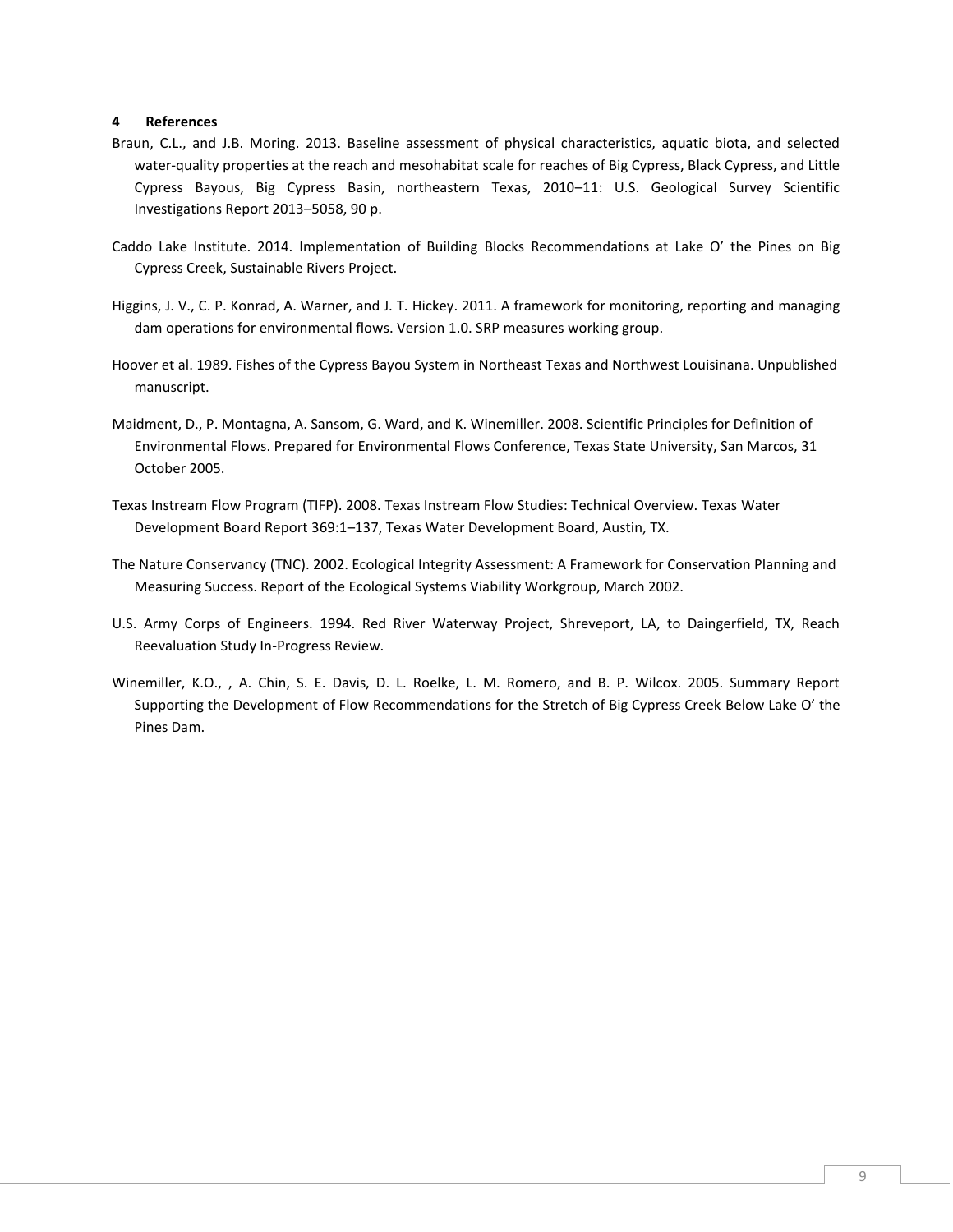## 4 References

Braun, C.L., and J.B. Moring. 2013. Baseline assessment of physical characteristics, aquatic biota, and selected water-quality properties at the reach and mesohabitat scale for reaches of Big Cypress, Black Cypress, and Little Cypress Bayous, Big Cypress Basin, northeastern Texas, 2010–11: U.S. Geological Survey Scientific Investigations Report 2013–5058, 90 p.

Caddo Lake Institute. 2014. Implementation of Building Blocks Recommendations at Lake O' the Pines on Big Cypress Creek, Sustainable Rivers Project.

Higgins, J. V., C. P. Konrad, A. Warner, and J. T. Hickey. 2011. A framework for monitoring, reporting and managing dam operations for environmental flows. Version 1.0. SRP measures working group.

Hoover et al. 1989. Fishes of the Cypress Bayou System in Northeast Texas and Northwest Louisinana. Unpublished manuscript.

Maidment, D., P. Montagna, A. Sansom, G. Ward, and K. Winemiller. 2008. Scientific Principles for Definition of Environmental Flows. Prepared for Environmental Flows Conference, Texas State University, San Marcos, 31 October 2005.

Texas Instream Flow Program (TIFP). 2008. Texas Instream Flow Studies: Technical Overview. Texas Water Development Board Report 369:1–137, Texas Water Development Board, Austin, TX.

The Nature Conservancy (TNC). 2002. Ecological Integrity Assessment: A Framework for Conservation Planning and Measuring Success. Report of the Ecological Systems Viability Workgroup, March 2002.

U.S. Army Corps of Engineers. 1994. Red River Waterway Project, Shreveport, LA, to Daingerfield, TX, Reach Reevaluation Study In-Progress Review.

Winemiller, K.O., , A. Chin, S. E. Davis, D. L. Roelke, L. M. Romero, and B. P. Wilcox. 2005. Summary Report Supporting the Development of Flow Recommendations for the Stretch of Big Cypress Creek Below Lake O' the Pines Dam.